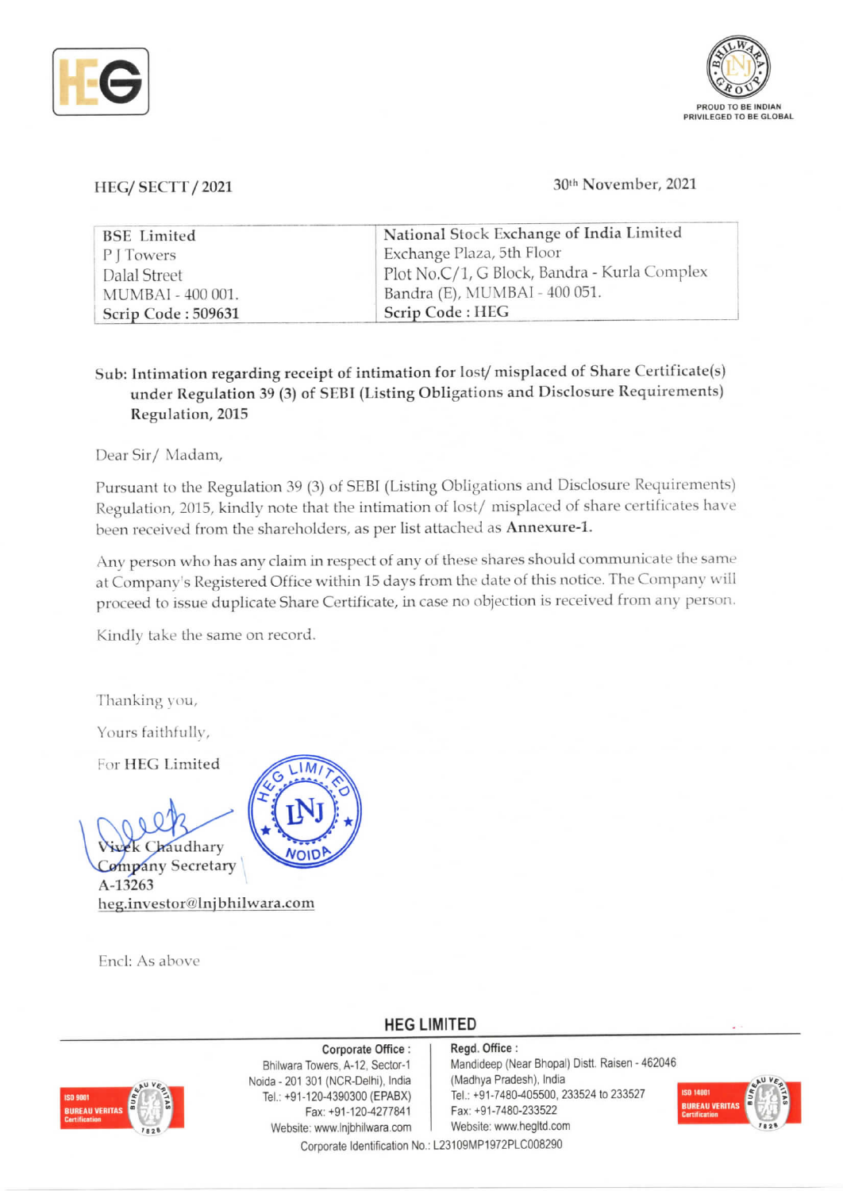HEG/ SECTT / 2021

30th November, 2021

| BSE Limited | National Stock Exchange of India Limited |
| --- | --- |
| P J Towers | Exchange Plaza, 5th Floor |
| Dalal Street | Plot No.C/1, G Block, Bandra - Kurla Complex |
| MUMBAI - 400 001. | Bandra (E), MUMBAI - 400 051. |
| Scrip Code : 509631 | Scrip Code : HEG |

**Sub: Intimation regarding receipt of intimation for lost/ misplaced of Share Certificate(s) under Regulation 39 (3) of SEBI (Listing Obligations and Disclosure Requirements) Regulation, 2015**

Dear Sir/ Madam,

Pursuant to the Regulation 39 (3) of SEBI (Listing Obligations and Disclosure Requirements) Regulation, 2015, kindly note that the intimation of lost/ misplaced of share certificates have been received from the shareholders, as per list attached as **Annexure-1.**

Any person who has any claim in respect of any of these shares should communicate the same at Company's Registered Office within 15 days from the date of this notice. The Company will proceed to issue duplicate Share Certificate, in case no objection is received from any person.

Kindly take the same on record.

Thanking you,

Yours faithfully,

For **HEG Limited**

Vivek Chaudhary
Company Secretary
A-13263
heg.investor@lnjbhilwara.com

Encl: As above

**HEG LIMITED**

**Corporate Office :**
Bhilwara Towers, A-12, Sector-1
Noida - 201 301 (NCR-Delhi), India
Tel.: +91-120-4390300 (EPABX)
Fax: +91-120-4277841
Website: www.lnjbhilwara.com

**Regd. Office :**
Mandideep (Near Bhopal) Distt. Raisen - 462046
(Madhya Pradesh), India
Tel.: +91-7480-405500, 233524 to 233527
Fax: +91-7480-233522
Website: www.hegltd.com

Corporate Identification No.: L23109MP1972PLC008290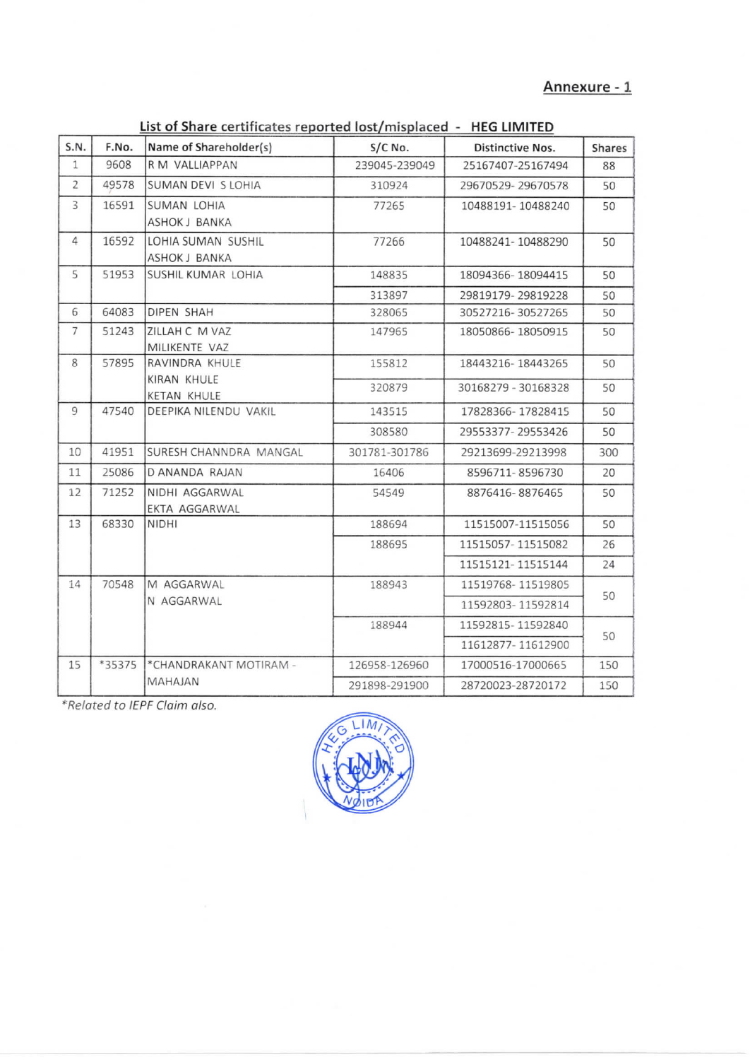**Annexure - 1**

**List of Share certificates reported lost/misplaced - HEG LIMITED**

| S.N. | F.No. | Name of Shareholder(s) | S/C No. | Distinctive Nos. | Shares |
|---|---|---|---|---|---|
| 1 | 9608 | R M VALLIAPPAN | 239045-239049 | 25167407-25167494 | 88 |
| 2 | 49578 | SUMAN DEVI S LOHIA | 310924 | 29670529- 29670578 | 50 |
| 3 | 16591 | SUMAN LOHIA<br>ASHOK J BANKA | 77265 | 10488191- 10488240 | 50 |
| 4 | 16592 | LOHIA SUMAN SUSHIL<br>ASHOK J BANKA | 77266 | 10488241- 10488290 | 50 |
| 5 | 51953 | SUSHIL KUMAR LOHIA | 148835 | 18094366- 18094415 | 50 |
| | | | 313897 | 29819179- 29819228 | 50 |
| 6 | 64083 | DIPEN SHAH | 328065 | 30527216- 30527265 | 50 |
| 7 | 51243 | ZILLAH C M VAZ<br>MILIKENTE VAZ | 147965 | 18050866- 18050915 | 50 |
| 8 | 57895 | RAVINDRA KHULE<br>KIRAN KHULE<br>KETAN KHULE | 155812 | 18443216- 18443265 | 50 |
| | | | 320879 | 30168279 - 30168328 | 50 |
| 9 | 47540 | DEEPIKA NILENDU VAKIL | 143515 | 17828366- 17828415 | 50 |
| | | | 308580 | 29553377- 29553426 | 50 |
| 10 | 41951 | SURESH CHANNDRA MANGAL | 301781-301786 | 29213699-29213998 | 300 |
| 11 | 25086 | D ANANDA RAJAN | 16406 | 8596711- 8596730 | 20 |
| 12 | 71252 | NIDHI AGGARWAL<br>EKTA AGGARWAL | 54549 | 8876416- 8876465 | 50 |
| 13 | 68330 | NIDHI | 188694 | 11515007-11515056 | 50 |
| | | | 188695 | 11515057- 11515082 | 26 |
| | | | | 11515121- 11515144 | 24 |
| 14 | 70548 | M AGGARWAL<br>N AGGARWAL | 188943 | 11519768- 11519805 | 50 |
| | | | | 11592803- 11592814 | |
| | | | 188944 | 11592815- 11592840 | 50 |
| | | | | 11612877- 11612900 | |
| 15 | *35375 | *CHANDRAKANT MOTIRAM - MAHAJAN | 126958-126960 | 17000516-17000665 | 150 |
| | | | 291898-291900 | 28720023-28720172 | 150 |

*Related to IEPF Claim also.*